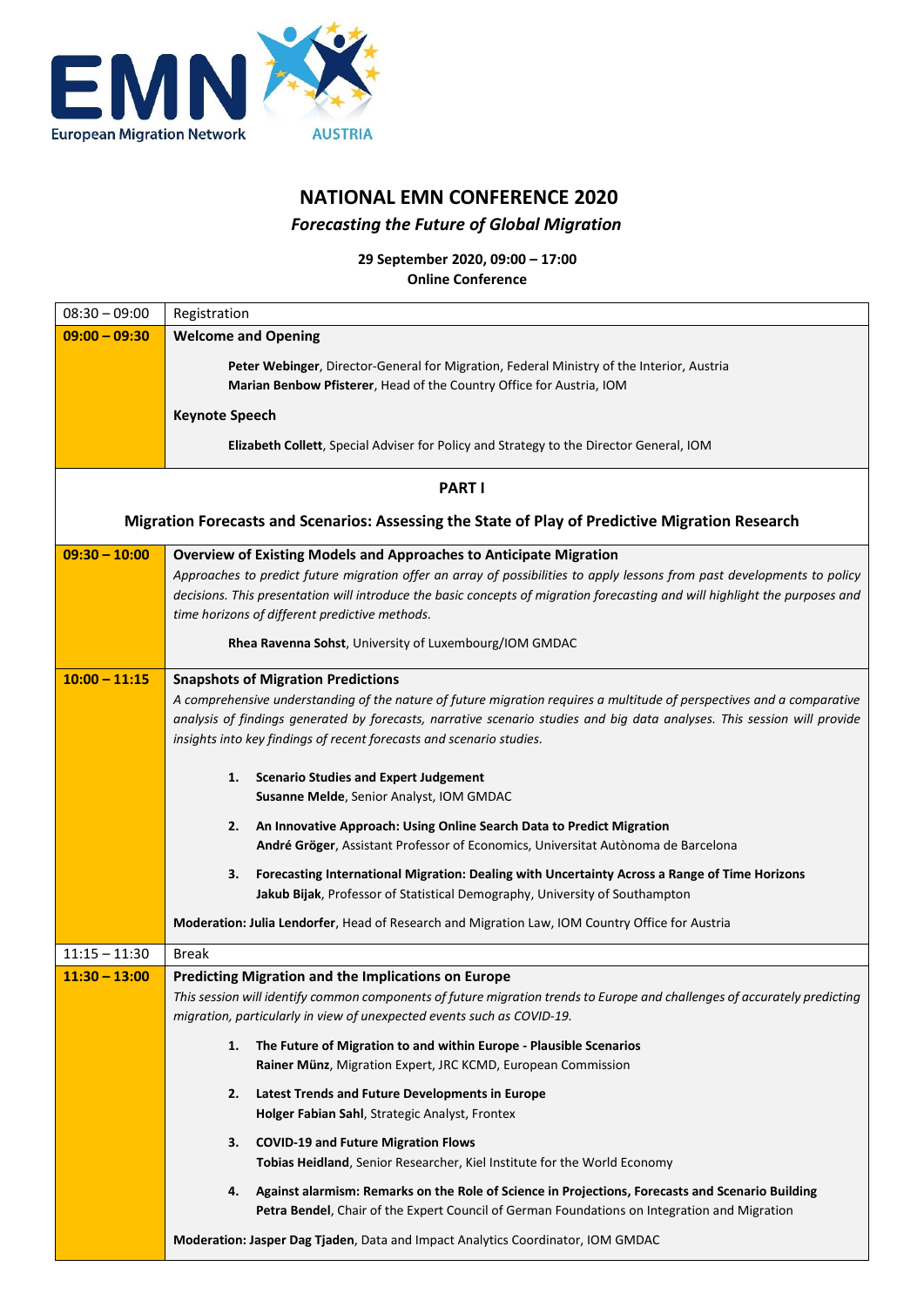# NATIONAL EMN CONFERENCE 2020

*Forecasting the Future of Global Migration*

**29 September 2020, 09:00 – 17:00**
**Online Conference**

| | |
|---|---|
| 08:30 – 09:00 | Registration |
| **09:00 – 09:30** | **Welcome and Opening**<br><br>**Peter Webinger**, Director-General for Migration, Federal Ministry of the Interior, Austria<br>**Marian Benbow Pfisterer**, Head of the Country Office for Austria, IOM<br><br>**Keynote Speech**<br><br>**Elizabeth Collett**, Special Adviser for Policy and Strategy to the Director General, IOM |
| | **PART I**<br><br>**Migration Forecasts and Scenarios: Assessing the State of Play of Predictive Migration Research** |
| **09:30 – 10:00** | **Overview of Existing Models and Approaches to Anticipate Migration**<br>*Approaches to predict future migration offer an array of possibilities to apply lessons from past developments to policy decisions. This presentation will introduce the basic concepts of migration forecasting and will highlight the purposes and time horizons of different predictive methods.*<br><br>**Rhea Ravenna Sohst**, University of Luxembourg/IOM GMDAC |
| **10:00 – 11:15** | **Snapshots of Migration Predictions**<br>*A comprehensive understanding of the nature of future migration requires a multitude of perspectives and a comparative analysis of findings generated by forecasts, narrative scenario studies and big data analyses. This session will provide insights into key findings of recent forecasts and scenario studies.*<br><br>1. **Scenario Studies and Expert Judgement**<br>**Susanne Melde**, Senior Analyst, IOM GMDAC<br><br>2. **An Innovative Approach: Using Online Search Data to Predict Migration**<br>**André Gröger**, Assistant Professor of Economics, Universitat Autònoma de Barcelona<br><br>3. **Forecasting International Migration: Dealing with Uncertainty Across a Range of Time Horizons**<br>**Jakub Bijak**, Professor of Statistical Demography, University of Southampton<br><br>**Moderation: Julia Lendorfer**, Head of Research and Migration Law, IOM Country Office for Austria |
| 11:15 – 11:30 | Break |
| **11:30 – 13:00** | **Predicting Migration and the Implications on Europe**<br>*This session will identify common components of future migration trends to Europe and challenges of accurately predicting migration, particularly in view of unexpected events such as COVID-19.*<br><br>1. **The Future of Migration to and within Europe - Plausible Scenarios**<br>**Rainer Münz**, Migration Expert, JRC KCMD, European Commission<br><br>2. **Latest Trends and Future Developments in Europe**<br>**Holger Fabian Sahl**, Strategic Analyst, Frontex<br><br>3. **COVID-19 and Future Migration Flows**<br>**Tobias Heidland**, Senior Researcher, Kiel Institute for the World Economy<br><br>4. **Against alarmism: Remarks on the Role of Science in Projections, Forecasts and Scenario Building**<br>**Petra Bendel**, Chair of the Expert Council of German Foundations on Integration and Migration<br><br>**Moderation: Jasper Dag Tjaden**, Data and Impact Analytics Coordinator, IOM GMDAC |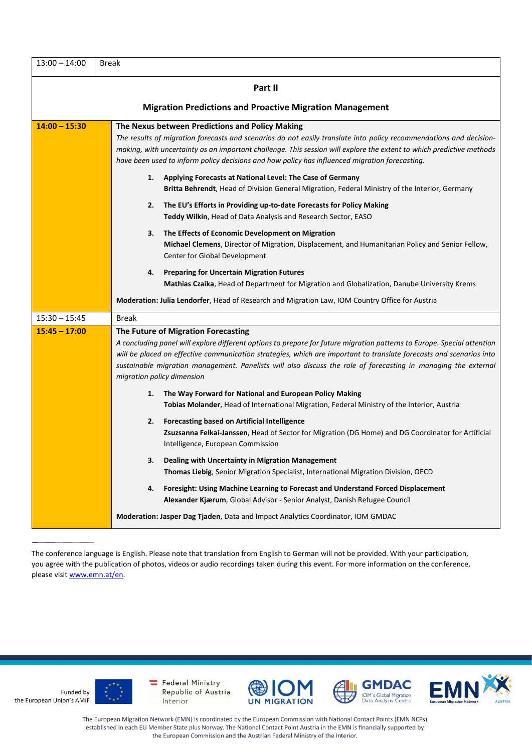| | |
|---|---|
| 13:00 – 14:00 | Break |

## Part II

## Migration Predictions and Proactive Migration Management

| | |
|---|---|
| **14:00 – 15:30** | **The Nexus between Predictions and Policy Making**<br>*The results of migration forecasts and scenarios do not easily translate into policy recommendations and decision-making, with uncertainty as an important challenge. This session will explore the extent to which predictive methods have been used to inform policy decisions and how policy has influenced migration forecasting.*<br><br>**1. Applying Forecasts at National Level: The Case of Germany**<br>**Britta Behrendt**, Head of Division General Migration, Federal Ministry of the Interior, Germany<br><br>**2. The EU's Efforts in Providing up-to-date Forecasts for Policy Making**<br>**Teddy Wilkin**, Head of Data Analysis and Research Sector, EASO<br><br>**3. The Effects of Economic Development on Migration**<br>**Michael Clemens**, Director of Migration, Displacement, and Humanitarian Policy and Senior Fellow, Center for Global Development<br><br>**4. Preparing for Uncertain Migration Futures**<br>**Mathias Czaika**, Head of Department for Migration and Globalization, Danube University Krems<br><br>**Moderation: Julia Lendorfer**, Head of Research and Migration Law, IOM Country Office for Austria |
| 15:30 – 15:45 | Break |
| **15:45 – 17:00** | **The Future of Migration Forecasting**<br>*A concluding panel will explore different options to prepare for future migration patterns to Europe. Special attention will be placed on effective communication strategies, which are important to translate forecasts and scenarios into sustainable migration management. Panelists will also discuss the role of forecasting in managing the external migration policy dimension*<br><br>**1. The Way Forward for National and European Policy Making**<br>**Tobias Molander**, Head of International Migration, Federal Ministry of the Interior, Austria<br><br>**2. Forecasting based on Artificial Intelligence**<br>**Zsuzsanna Felkai-Janssen**, Head of Sector for Migration (DG Home) and DG Coordinator for Artificial Intelligence, European Commission<br><br>**3. Dealing with Uncertainty in Migration Management**<br>**Thomas Liebig**, Senior Migration Specialist, International Migration Division, OECD<br><br>**4. Foresight: Using Machine Learning to Forecast and Understand Forced Displacement**<br>**Alexander Kjærum**, Global Advisor - Senior Analyst, Danish Refugee Council<br><br>**Moderation: Jasper Dag Tjaden**, Data and Impact Analytics Coordinator, IOM GMDAC |

---

The conference language is English. Please note that translation from English to German will not be provided. With your participation, you agree with the publication of photos, videos or audio recordings taken during this event. For more information on the conference, please visit [www.emn.at/en](www.emn.at/en).

Funded by the European Union's AMIF

Federal Ministry Republic of Austria Interior

IOM UN MIGRATION

GMDAC IOM's Global Migration Data Analysis Centre

EMN European Migration Network AUSTRIA

The European Migration Network (EMN) is coordinated by the European Commission with National Contact Points (EMN NCPs) established in each EU Member State plus Norway. The National Contact Point Austria in the EMN is financially supported by the European Commission and the Austrian Federal Ministry of the Interior.